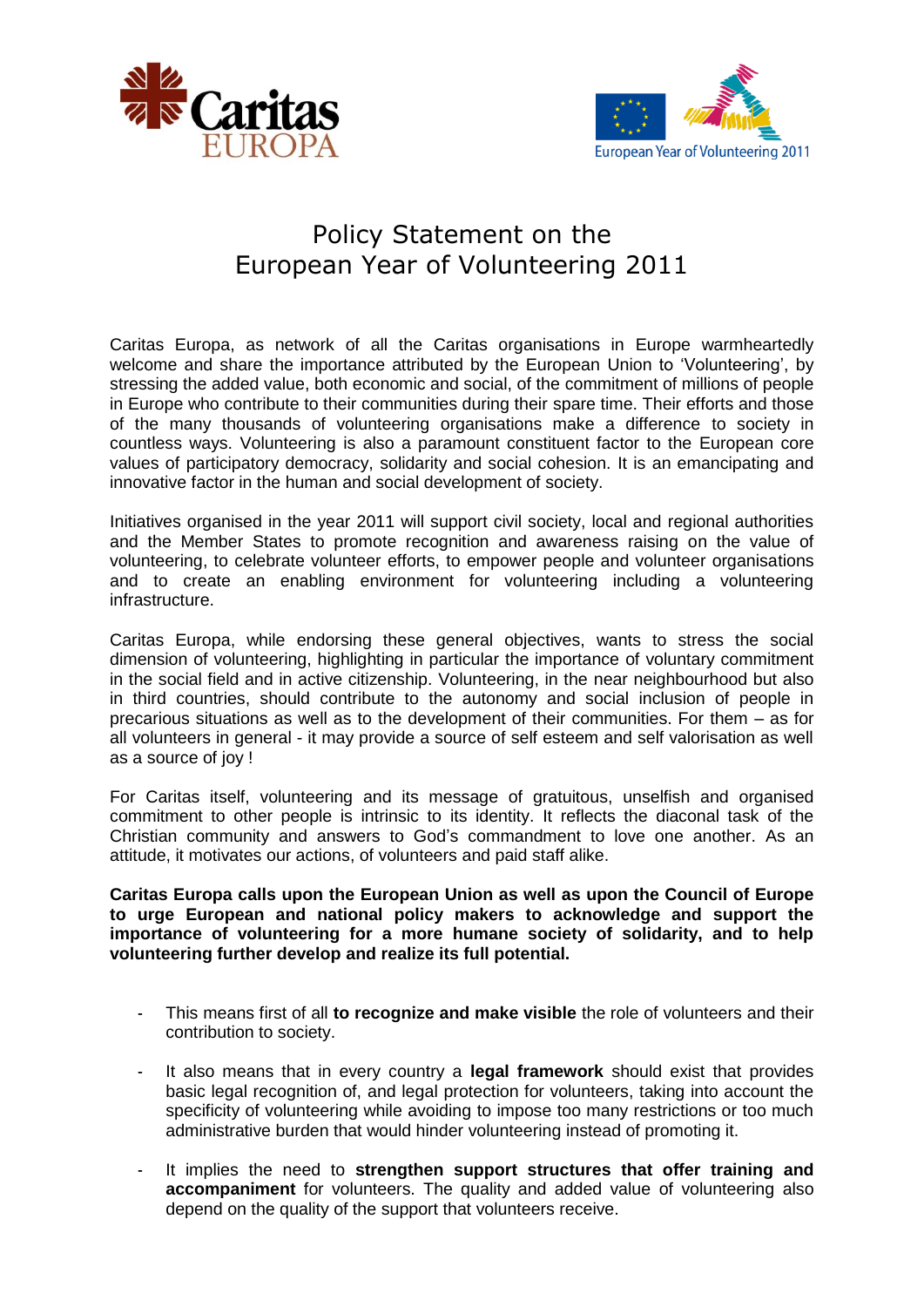# Policy Statement on the European Year of Volunteering 2011

Caritas Europa, as network of all the Caritas organisations in Europe warmheartedly welcome and share the importance attributed by the European Union to 'Volunteering', by stressing the added value, both economic and social, of the commitment of millions of people in Europe who contribute to their communities during their spare time. Their efforts and those of the many thousands of volunteering organisations make a difference to society in countless ways. Volunteering is also a paramount constituent factor to the European core values of participatory democracy, solidarity and social cohesion. It is an emancipating and innovative factor in the human and social development of society.

Initiatives organised in the year 2011 will support civil society, local and regional authorities and the Member States to promote recognition and awareness raising on the value of volunteering, to celebrate volunteer efforts, to empower people and volunteer organisations and to create an enabling environment for volunteering including a volunteering infrastructure.

Caritas Europa, while endorsing these general objectives, wants to stress the social dimension of volunteering, highlighting in particular the importance of voluntary commitment in the social field and in active citizenship. Volunteering, in the near neighbourhood but also in third countries, should contribute to the autonomy and social inclusion of people in precarious situations as well as to the development of their communities. For them – as for all volunteers in general - it may provide a source of self esteem and self valorisation as well as a source of joy !

For Caritas itself, volunteering and its message of gratuitous, unselfish and organised commitment to other people is intrinsic to its identity. It reflects the diaconal task of the Christian community and answers to God's commandment to love one another. As an attitude, it motivates our actions, of volunteers and paid staff alike.

**Caritas Europa calls upon the European Union as well as upon the Council of Europe to urge European and national policy makers to acknowledge and support the importance of volunteering for a more humane society of solidarity, and to help volunteering further develop and realize its full potential.**

- This means first of all **to recognize and make visible** the role of volunteers and their contribution to society.
- It also means that in every country a **legal framework** should exist that provides basic legal recognition of, and legal protection for volunteers, taking into account the specificity of volunteering while avoiding to impose too many restrictions or too much administrative burden that would hinder volunteering instead of promoting it.
- It implies the need to **strengthen support structures that offer training and accompaniment** for volunteers. The quality and added value of volunteering also depend on the quality of the support that volunteers receive.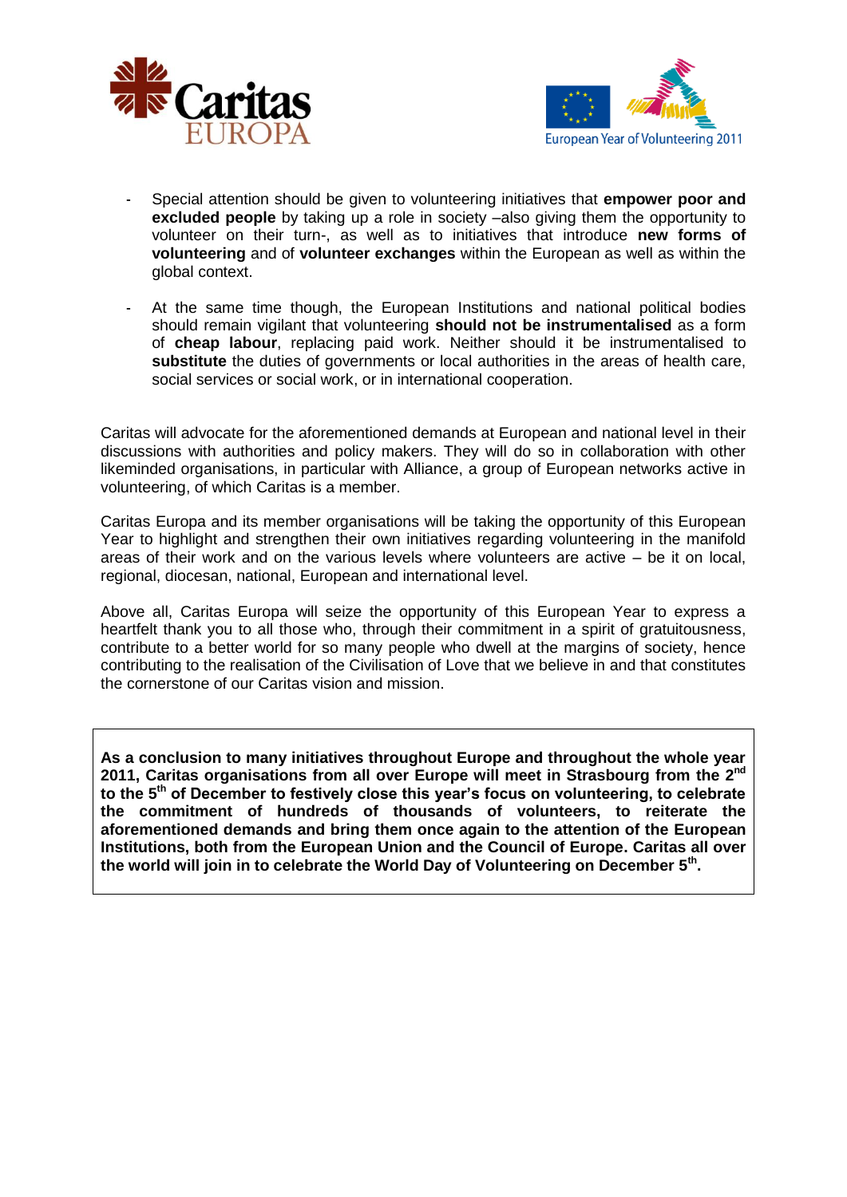- Special attention should be given to volunteering initiatives that **empower poor and excluded people** by taking up a role in society –also giving them the opportunity to volunteer on their turn-, as well as to initiatives that introduce **new forms of volunteering** and of **volunteer exchanges** within the European as well as within the global context.

- At the same time though, the European Institutions and national political bodies should remain vigilant that volunteering **should not be instrumentalised** as a form of **cheap labour**, replacing paid work. Neither should it be instrumentalised to **substitute** the duties of governments or local authorities in the areas of health care, social services or social work, or in international cooperation.

Caritas will advocate for the aforementioned demands at European and national level in their discussions with authorities and policy makers. They will do so in collaboration with other likeminded organisations, in particular with Alliance, a group of European networks active in volunteering, of which Caritas is a member.

Caritas Europa and its member organisations will be taking the opportunity of this European Year to highlight and strengthen their own initiatives regarding volunteering in the manifold areas of their work and on the various levels where volunteers are active – be it on local, regional, diocesan, national, European and international level.

Above all, Caritas Europa will seize the opportunity of this European Year to express a heartfelt thank you to all those who, through their commitment in a spirit of gratuitousness, contribute to a better world for so many people who dwell at the margins of society, hence contributing to the realisation of the Civilisation of Love that we believe in and that constitutes the cornerstone of our Caritas vision and mission.

**As a conclusion to many initiatives throughout Europe and throughout the whole year 2011, Caritas organisations from all over Europe will meet in Strasbourg from the 2nd to the 5th of December to festively close this year's focus on volunteering, to celebrate the commitment of hundreds of thousands of volunteers, to reiterate the aforementioned demands and bring them once again to the attention of the European Institutions, both from the European Union and the Council of Europe. Caritas all over the world will join in to celebrate the World Day of Volunteering on December 5th.**